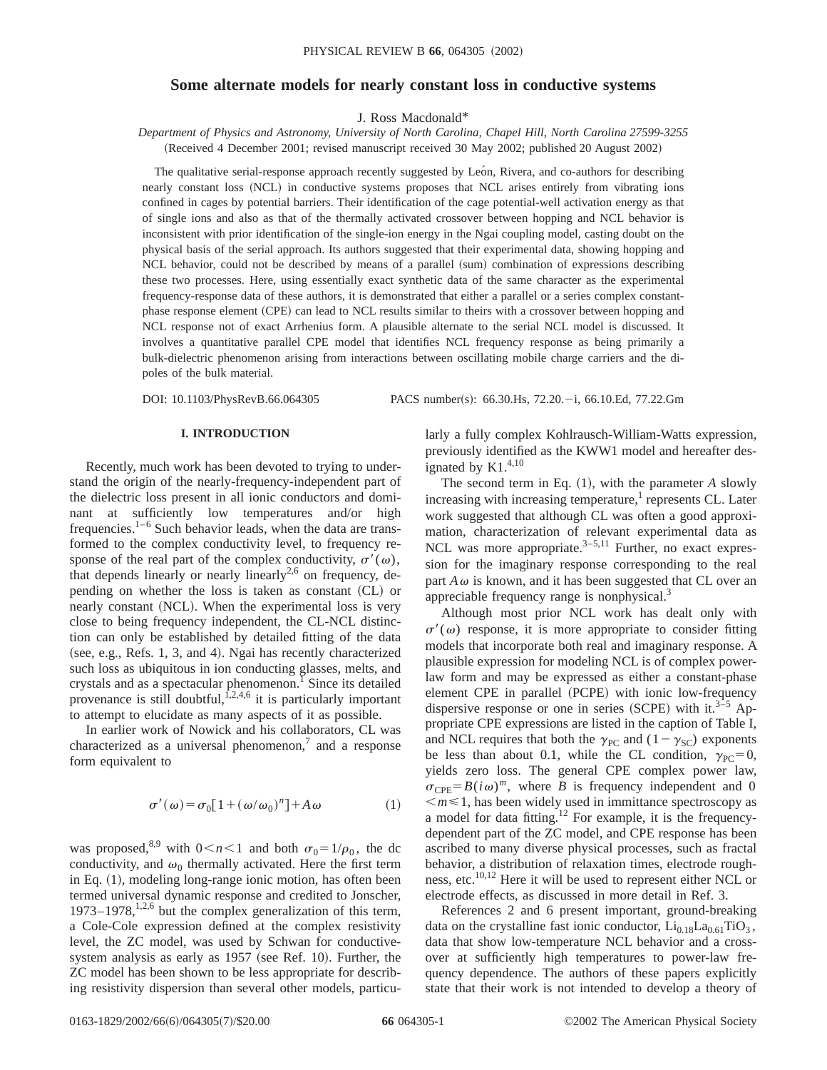# Some alternate models for nearly constant loss in conductive systems

J. Ross Macdonald*

*Department of Physics and Astronomy, University of North Carolina, Chapel Hill, North Carolina 27599-3255*

(Received 4 December 2001; revised manuscript received 30 May 2002; published 20 August 2002)

The qualitative serial-response approach recently suggested by León, Rivera, and co-authors for describing nearly constant loss (NCL) in conductive systems proposes that NCL arises entirely from vibrating ions confined in cages by potential barriers. Their identification of the cage potential-well activation energy as that of single ions and also as that of the thermally activated crossover between hopping and NCL behavior is inconsistent with prior identification of the single-ion energy in the Ngai coupling model, casting doubt on the physical basis of the serial approach. Its authors suggested that their experimental data, showing hopping and NCL behavior, could not be described by means of a parallel (sum) combination of expressions describing these two processes. Here, using essentially exact synthetic data of the same character as the experimental frequency-response data of these authors, it is demonstrated that either a parallel or a series complex constant-phase response element (CPE) can lead to NCL results similar to theirs with a crossover between hopping and NCL response not of exact Arrhenius form. A plausible alternate to the serial NCL model is discussed. It involves a quantitative parallel CPE model that identifies NCL frequency response as being primarily a bulk-dielectric phenomenon arising from interactions between oscillating mobile charge carriers and the dipoles of the bulk material.

DOI: 10.1103/PhysRevB.66.064305 PACS number(s): 66.30.Hs, 72.20.−i, 66.10.Ed, 77.22.Gm

## I. INTRODUCTION

Recently, much work has been devoted to trying to understand the origin of the nearly-frequency-independent part of the dielectric loss present in all ionic conductors and dominant at sufficiently low temperatures and/or high frequencies.[1–6] Such behavior leads, when the data are transformed to the complex conductivity level, to frequency response of the real part of the complex conductivity, $\sigma'(\omega)$, that depends linearly or nearly linearly[2,6] on frequency, depending on whether the loss is taken as constant (CL) or nearly constant (NCL). When the experimental loss is very close to being frequency independent, the CL-NCL distinction can only be established by detailed fitting of the data (see, e.g., Refs. 1, 3, and 4). Ngai has recently characterized such loss as ubiquitous in ion conducting glasses, melts, and crystals and as a spectacular phenomenon.[1] Since its detailed provenance is still doubtful,[1,2,4,6] it is particularly important to attempt to elucidate as many aspects of it as possible.

In earlier work of Nowick and his collaborators, CL was characterized as a universal phenomenon,[7] and a response form equivalent to

$$\sigma'(\omega) = \sigma_0[1 + (\omega/\omega_0)^n] + A\omega \tag{1}$$

was proposed,[8,9] with $0 < n < 1$ and both $\sigma_0 = 1/\rho_0$, the dc conductivity, and $\omega_0$ thermally activated. Here the first term in Eq. (1), modeling long-range ionic motion, has often been termed universal dynamic response and credited to Jonscher, 1973–1978,[1,2,6] but the complex generalization of this term, a Cole-Cole expression defined at the complex resistivity level, the ZC model, was used by Schwan for conductive-system analysis as early as 1957 (see Ref. 10). Further, the ZC model has been shown to be less appropriate for describing resistivity dispersion than several other models, particularly a fully complex Kohlrausch-William-Watts expression, previously identified as the KWW1 model and hereafter designated by K1.[4,10]

The second term in Eq. (1), with the parameter $A$ slowly increasing with increasing temperature,[1] represents CL. Later work suggested that although CL was often a good approximation, characterization of relevant experimental data as NCL was more appropriate.[3–5,11] Further, no exact expression for the imaginary response corresponding to the real part $A\omega$ is known, and it has been suggested that CL over an appreciable frequency range is nonphysical.[3]

Although most prior NCL work has dealt only with $\sigma'(\omega)$ response, it is more appropriate to consider fitting models that incorporate both real and imaginary response. A plausible expression for modeling NCL is of complex power-law form and may be expressed as either a constant-phase element CPE in parallel (PCPE) with ionic low-frequency dispersive response or one in series (SCPE) with it.[3–5] Appropriate CPE expressions are listed in the caption of Table I, and NCL requires that both the $\gamma_{PC}$ and $(1-\gamma_{SC})$ exponents be less than about 0.1, while the CL condition, $\gamma_{PC} = 0$, yields zero loss. The general CPE complex power law, $\sigma_{CPE} = B(i\omega)^m$, where $B$ is frequency independent and $0 < m \leqslant 1$, has been widely used in immittance spectroscopy as a model for data fitting.[12] For example, it is the frequency-dependent part of the ZC model, and CPE response has been ascribed to many diverse physical processes, such as fractal behavior, a distribution of relaxation times, electrode roughness, etc.[10,12] Here it will be used to represent either NCL or electrode effects, as discussed in more detail in Ref. 3.

References 2 and 6 present important, ground-breaking data on the crystalline fast ionic conductor, $Li_{0.18}La_{0.61}TiO_3$, data that show low-temperature NCL behavior and a crossover at sufficiently high temperatures to power-law frequency dependence. The authors of these papers explicitly state that their work is not intended to develop a theory of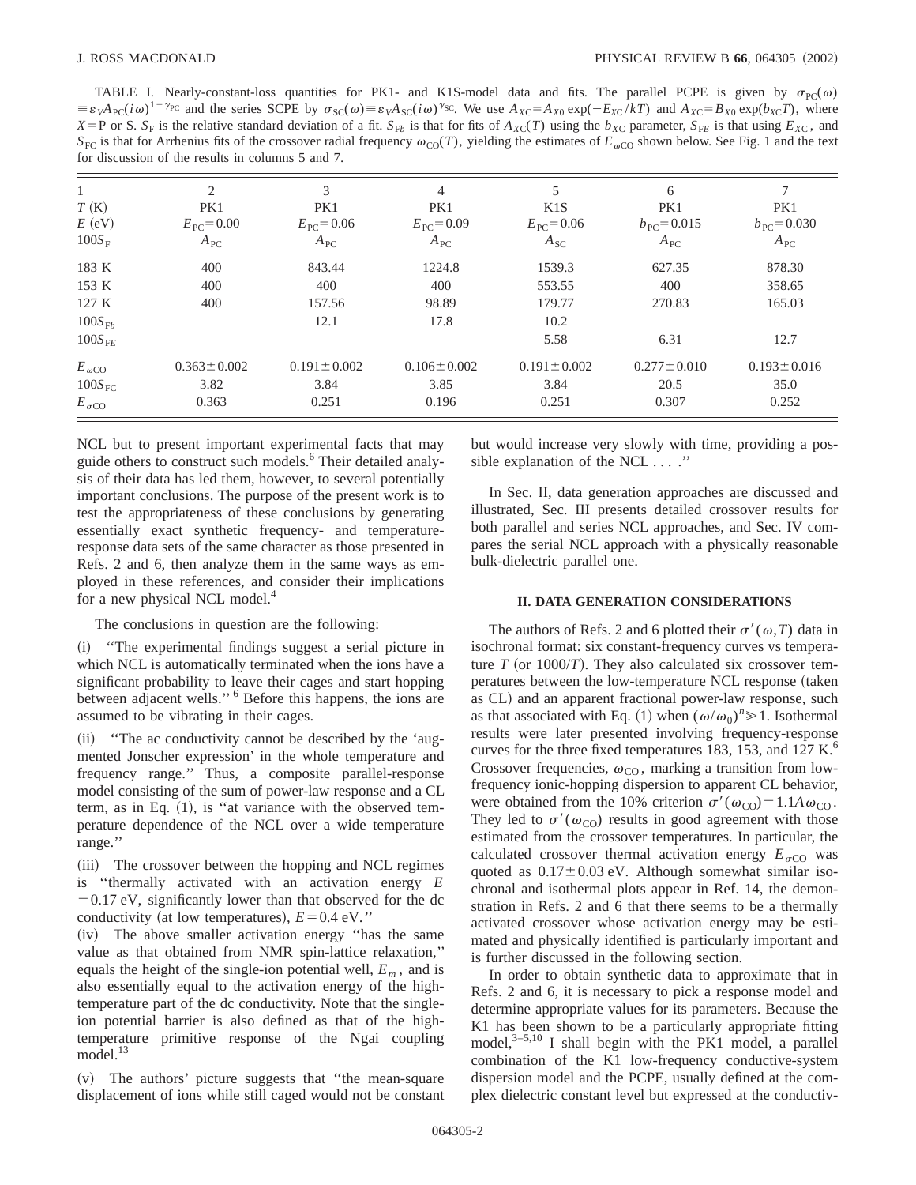TABLE I. Nearly-constant-loss quantities for PK1- and K1S-model data and fits. The parallel PCPE is given by $\sigma_{\rm PC}(\omega) \equiv \varepsilon_V A_{\rm PC}(i\omega)^{1-\gamma_{\rm PC}}$ and the series SCPE by $\sigma_{\rm SC}(\omega) \equiv \varepsilon_V A_{\rm SC}(i\omega)^{\gamma_{\rm SC}}$. We use $A_{X\rm C} = A_{X0}\exp(-E_{X\rm C}/kT)$ and $A_{X\rm C} = B_{X0}\exp(b_{X\rm C}T)$, where $X$=P or S. $S_{\rm F}$ is the relative standard deviation of a fit. $S_{{\rm F}b}$ is that for fits of $A_{X\rm C}(T)$ using the $b_{X\rm C}$ parameter, $S_{{\rm F}E}$ is that using $E_{X\rm C}$, and $S_{\rm FC}$ is that for Arrhenius fits of the crossover radial frequency $\omega_{\rm CO}(T)$, yielding the estimates of $E_{\omega\rm CO}$ shown below. See Fig. 1 and the text for discussion of the results in columns 5 and 7.

| 1 | 2 | 3 | 4 | 5 | 6 | 7 |
|---|---|---|---|---|---|---|
| $T$ (K) | PK1 | PK1 | PK1 | K1S | PK1 | PK1 |
| $E$ (eV) | $E_{\rm PC}=0.00$ | $E_{\rm PC}=0.06$ | $E_{\rm PC}=0.09$ | $E_{\rm PC}=0.06$ | $b_{\rm PC}=0.015$ | $b_{\rm PC}=0.030$ |
| $100S_{\rm F}$ | $A_{\rm PC}$ | $A_{\rm PC}$ | $A_{\rm PC}$ | $A_{\rm SC}$ | $A_{\rm PC}$ | $A_{\rm PC}$ |
| 183 K | 400 | 843.44 | 1224.8 | 1539.3 | 627.35 | 878.30 |
| 153 K | 400 | 400 | 400 | 553.55 | 400 | 358.65 |
| 127 K | 400 | 157.56 | 98.89 | 179.77 | 270.83 | 165.03 |
| $100S_{{\rm F}b}$ | | 12.1 | 17.8 | 10.2 | | |
| $100S_{{\rm F}E}$ | | | | 5.58 | 6.31 | 12.7 |
| $E_{\omega\rm CO}$ | $0.363\pm0.002$ | $0.191\pm0.002$ | $0.106\pm0.002$ | $0.191\pm0.002$ | $0.277\pm0.010$ | $0.193\pm0.016$ |
| $100S_{\rm FC}$ | 3.82 | 3.84 | 3.85 | 3.84 | 20.5 | 35.0 |
| $E_{\sigma\rm CO}$ | 0.363 | 0.251 | 0.196 | 0.251 | 0.307 | 0.252 |

NCL but to present important experimental facts that may guide others to construct such models.[6] Their detailed analysis of their data has led them, however, to several potentially important conclusions. The purpose of the present work is to test the appropriateness of these conclusions by generating essentially exact synthetic frequency- and temperature-response data sets of the same character as those presented in Refs. 2 and 6, then analyze them in the same ways as employed in these references, and consider their implications for a new physical NCL model.[4]

The conclusions in question are the following:

(i) "The experimental findings suggest a serial picture in which NCL is automatically terminated when the ions have a significant probability to leave their cages and start hopping between adjacent wells."[6] Before this happens, the ions are assumed to be vibrating in their cages.

(ii) "The ac conductivity cannot be described by the 'augmented Jonscher expression' in the whole temperature and frequency range." Thus, a composite parallel-response model consisting of the sum of power-law response and a CL term, as in Eq. (1), is "at variance with the observed temperature dependence of the NCL over a wide temperature range."

(iii) The crossover between the hopping and NCL regimes is "thermally activated with an activation energy $E=0.17$ eV, significantly lower than that observed for the dc conductivity (at low temperatures), $E=0.4$ eV."

(iv) The above smaller activation energy "has the same value as that obtained from NMR spin-lattice relaxation," equals the height of the single-ion potential well, $E_m$, and is also essentially equal to the activation energy of the high-temperature part of the dc conductivity. Note that the single-ion potential barrier is also defined as that of the high-temperature primitive response of the Ngai coupling model.[13]

(v) The authors' picture suggests that "the mean-square displacement of ions while still caged would not be constant but would increase very slowly with time, providing a possible explanation of the NCL . . . ."

In Sec. II, data generation approaches are discussed and illustrated, Sec. III presents detailed crossover results for both parallel and series NCL approaches, and Sec. IV compares the serial NCL approach with a physically reasonable bulk-dielectric parallel one.

## II. DATA GENERATION CONSIDERATIONS

The authors of Refs. 2 and 6 plotted their $\sigma'(\omega,T)$ data in isochronal format: six constant-frequency curves vs temperature $T$ (or 1000/$T$). They also calculated six crossover temperatures between the low-temperature NCL response (taken as CL) and an apparent fractional power-law response, such as that associated with Eq. (1) when $(\omega/\omega_0)^n \gg 1$. Isothermal results were later presented involving frequency-response curves for the three fixed temperatures 183, 153, and 127 K.[6] Crossover frequencies, $\omega_{\rm CO}$, marking a transition from low-frequency ionic-hopping dispersion to apparent CL behavior, were obtained from the 10% criterion $\sigma'(\omega_{\rm CO}) = 1.1A\omega_{\rm CO}$. They led to $\sigma'(\omega_{\rm CO})$ results in good agreement with those estimated from the crossover temperatures. In particular, the calculated crossover thermal activation energy $E_{\sigma\rm CO}$ was quoted as $0.17\pm0.03$ eV. Although somewhat similar isochronal and isothermal plots appear in Ref. 14, the demonstration in Refs. 2 and 6 that there seems to be a thermally activated crossover whose activation energy may be estimated and physically identified is particularly important and is further discussed in the following section.

In order to obtain synthetic data to approximate that in Refs. 2 and 6, it is necessary to pick a response model and determine appropriate values for its parameters. Because the K1 has been shown to be a particularly appropriate fitting model,[3–5,10] I shall begin with the PK1 model, a parallel combination of the K1 low-frequency conductive-system dispersion model and the PCPE, usually defined at the complex dielectric constant level but expressed at the conductiv-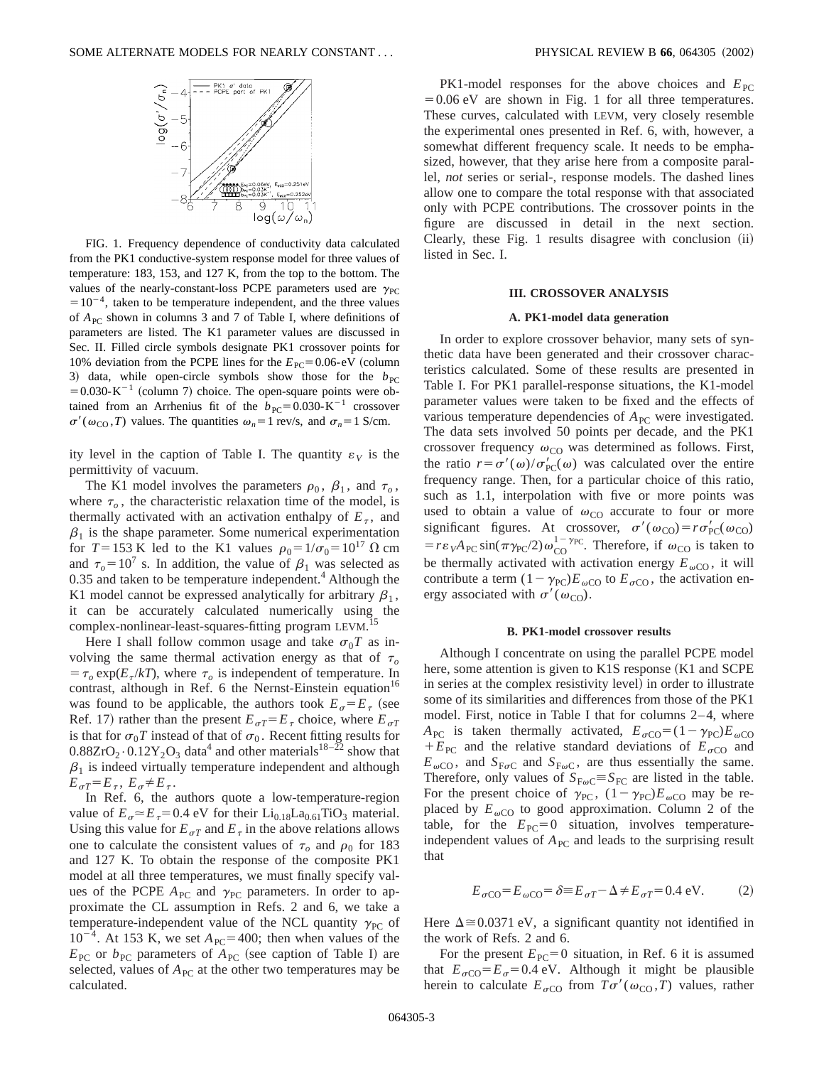FIG. 1. Frequency dependence of conductivity data calculated from the PK1 conductive-system response model for three values of temperature: 183, 153, and 127 K, from the top to the bottom. The values of the nearly-constant-loss PCPE parameters used are $\gamma_{PC} = 10^{-4}$, taken to be temperature independent, and the three values of $A_{PC}$ shown in columns 3 and 7 of Table I, where definitions of parameters are listed. The K1 parameter values are discussed in Sec. II. Filled circle symbols designate PK1 crossover points for 10% deviation from the PCPE lines for the $E_{PC}$=0.06-eV (column 3) data, while open-circle symbols show those for the $b_{PC} = 0.030\text{-K}^{-1}$ (column 7) choice. The open-square points were obtained from an Arrhenius fit of the $b_{PC}$=0.030-K$^{-1}$ crossover $\sigma'(\omega_{CO},T)$ values. The quantities $\omega_n$=1 rev/s, and $\sigma_n$=1 S/cm.

ity level in the caption of Table I. The quantity $\varepsilon_V$ is the permittivity of vacuum.

The K1 model involves the parameters $\rho_0$, $\beta_1$, and $\tau_o$, where $\tau_o$, the characteristic relaxation time of the model, is thermally activated with an activation enthalpy of $E_\tau$, and $\beta_1$ is the shape parameter. Some numerical experimentation for $T$=153 K led to the K1 values $\rho_0 = 1/\sigma_0 = 10^{17}\ \Omega$ cm and $\tau_o = 10^7$ s. In addition, the value of $\beta_1$ was selected as 0.35 and taken to be temperature independent.[4] Although the K1 model cannot be expressed analytically for arbitrary $\beta_1$, it can be accurately calculated numerically using the complex-nonlinear-least-squares-fitting program LEVM.[15]

Here I shall follow common usage and take $\sigma_0 T$ as involving the same thermal activation energy as that of $\tau_o = \tau_o \exp(E_\tau/kT)$, where $\tau_o$ is independent of temperature. In contrast, although in Ref. 6 the Nernst-Einstein equation[16] was found to be applicable, the authors took $E_\sigma = E_\tau$ (see Ref. 17) rather than the present $E_{\sigma T} = E_\tau$ choice, where $E_{\sigma T}$ is that for $\sigma_0 T$ instead of that of $\sigma_0$. Recent fitting results for $0.88ZrO_2 \cdot 0.12Y_2O_3$ data[4] and other materials[18–22] show that $\beta_1$ is indeed virtually temperature independent and although $E_{\sigma T} = E_\tau$, $E_\sigma \neq E_\tau$.

In Ref. 6, the authors quote a low-temperature-region value of $E_\sigma \simeq E_\tau$=0.4 eV for their $Li_{0.18}La_{0.61}TiO_3$ material. Using this value for $E_{\sigma T}$ and $E_\tau$ in the above relations allows one to calculate the consistent values of $\tau_o$ and $\rho_0$ for 183 and 127 K. To obtain the response of the composite PK1 model at all three temperatures, we must finally specify values of the PCPE $A_{PC}$ and $\gamma_{PC}$ parameters. In order to approximate the CL assumption in Refs. 2 and 6, we take a temperature-independent value of the NCL quantity $\gamma_{PC}$ of $10^{-4}$. At 153 K, we set $A_{PC}$=400; then when values of the $E_{PC}$ or $b_{PC}$ parameters of $A_{PC}$ (see caption of Table I) are selected, values of $A_{PC}$ at the other two temperatures may be calculated.

PK1-model responses for the above choices and $E_{PC}$ =0.06 eV are shown in Fig. 1 for all three temperatures. These curves, calculated with LEVM, very closely resemble the experimental ones presented in Ref. 6, with, however, a somewhat different frequency scale. It needs to be emphasized, however, that they arise here from a composite parallel, *not* series or serial-, response models. The dashed lines allow one to compare the total response with that associated only with PCPE contributions. The crossover points in the figure are discussed in detail in the next section. Clearly, these Fig. 1 results disagree with conclusion (ii) listed in Sec. I.

## III. CROSSOVER ANALYSIS

### A. PK1-model data generation

In order to explore crossover behavior, many sets of synthetic data have been generated and their crossover characteristics calculated. Some of these results are presented in Table I. For PK1 parallel-response situations, the K1-model parameter values were taken to be fixed and the effects of various temperature dependencies of $A_{PC}$ were investigated. The data sets involved 50 points per decade, and the PK1 crossover frequency $\omega_{CO}$ was determined as follows. First, the ratio $r = \sigma'(\omega)/\sigma'_{PC}(\omega)$ was calculated over the entire frequency range. Then, for a particular choice of this ratio, such as 1.1, interpolation with five or more points was used to obtain a value of $\omega_{CO}$ accurate to four or more significant figures. At crossover, $\sigma'(\omega_{CO}) = r\sigma'_{PC}(\omega_{CO}) = r\varepsilon_V A_{PC}\sin(\pi\gamma_{PC}/2)\omega_{CO}^{1-\gamma_{PC}}$. Therefore, if $\omega_{CO}$ is taken to be thermally activated with activation energy $E_{\omega CO}$, it will contribute a term $(1-\gamma_{PC})E_{\omega CO}$ to $E_{\sigma CO}$, the activation energy associated with $\sigma'(\omega_{CO})$.

### B. PK1-model crossover results

Although I concentrate on using the parallel PCPE model here, some attention is given to K1S response (K1 and SCPE in series at the complex resistivity level) in order to illustrate some of its similarities and differences from those of the PK1 model. First, notice in Table I that for columns 2–4, where $A_{PC}$ is taken thermally activated, $E_{\sigma CO} = (1-\gamma_{PC})E_{\omega CO} + E_{PC}$ and the relative standard deviations of $E_{\sigma CO}$ and $E_{\omega CO}$, and $S_{F\sigma C}$ and $S_{F\omega C}$, are thus essentially the same. Therefore, only values of $S_{F\omega C} \equiv S_{FC}$ are listed in the table. For the present choice of $\gamma_{PC}$, $(1-\gamma_{PC})E_{\omega CO}$ may be replaced by $E_{\omega CO}$ to good approximation. Column 2 of the table, for the $E_{PC}$=0 situation, involves temperature-independent values of $A_{PC}$ and leads to the surprising result that

$$E_{\sigma CO} = E_{\omega CO} = \delta \equiv E_{\sigma T} - \Delta \neq E_{\sigma T} = 0.4\ \text{eV}. \qquad (2)$$

Here $\Delta \cong 0.0371$ eV, a significant quantity not identified in the work of Refs. 2 and 6.

For the present $E_{PC}$=0 situation, in Ref. 6 it is assumed that $E_{\sigma CO} = E_\sigma = 0.4$ eV. Although it might be plausible herein to calculate $E_{\sigma CO}$ from $T\sigma'(\omega_{CO},T)$ values, rather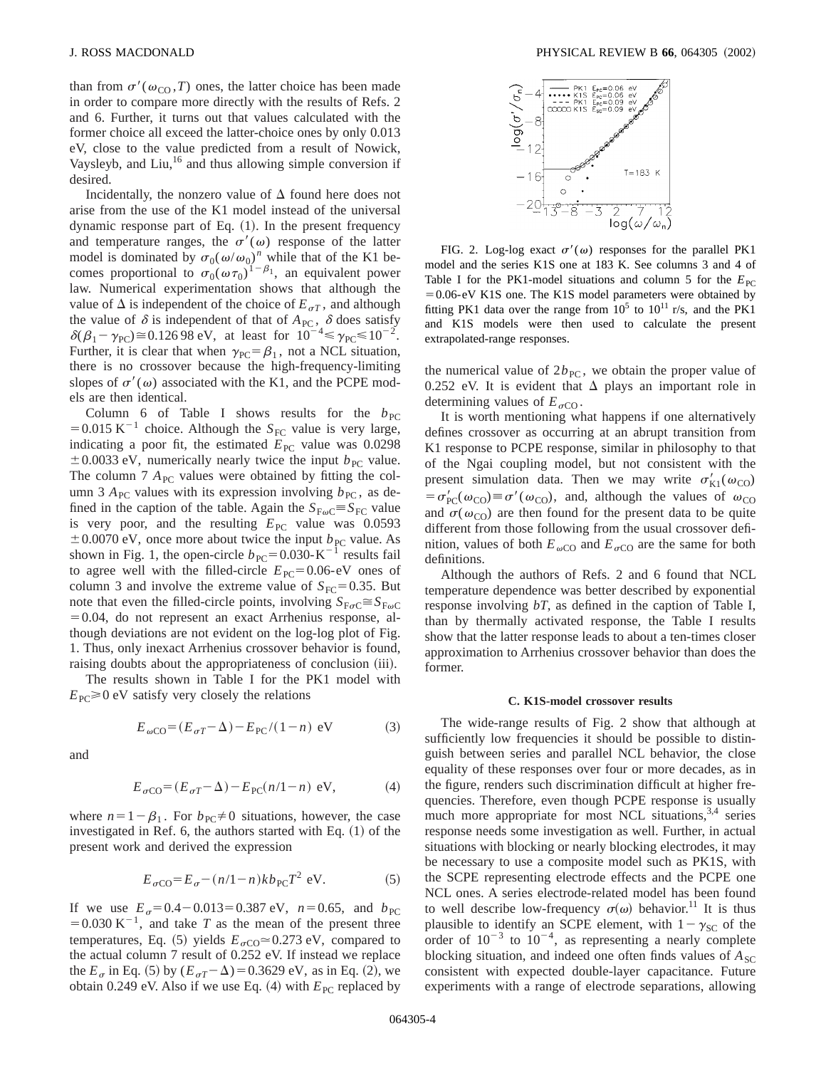than from $\sigma'(\omega_{CO},T)$ ones, the latter choice has been made in order to compare more directly with the results of Refs. 2 and 6. Further, it turns out that values calculated with the former choice all exceed the latter-choice ones by only 0.013 eV, close to the value predicted from a result of Nowick, Vaysleyb, and Liu,[16] and thus allowing simple conversion if desired.

Incidentally, the nonzero value of $\Delta$ found here does not arise from the use of the K1 model instead of the universal dynamic response part of Eq. (1). In the present frequency and temperature ranges, the $\sigma'(\omega)$ response of the latter model is dominated by $\sigma_0(\omega/\omega_0)^n$ while that of the K1 becomes proportional to $\sigma_0(\omega\tau_0)^{1-\beta_1}$, an equivalent power law. Numerical experimentation shows that although the value of $\Delta$ is independent of the choice of $E_{\sigma T}$, and although the value of $\delta$ is independent of that of $A_{PC}$, $\delta$ does satisfy $\delta(\beta_1-\gamma_{PC})\cong 0.126\,98$ eV, at least for $10^{-4}\leq\gamma_{PC}\leq 10^{-2}$. Further, it is clear that when $\gamma_{PC}=\beta_1$, not a NCL situation, there is no crossover because the high-frequency-limiting slopes of $\sigma'(\omega)$ associated with the K1, and the PCPE models are then identical.

Column 6 of Table I shows results for the $b_{PC}=0.015\ \mathrm{K}^{-1}$ choice. Although the $S_{FC}$ value is very large, indicating a poor fit, the estimated $E_{PC}$ value was 0.0298 $\pm 0.0033$ eV, numerically nearly twice the input $b_{PC}$ value. The column 7 $A_{PC}$ values were obtained by fitting the column 3 $A_{PC}$ values with its expression involving $b_{PC}$, as defined in the caption of the table. Again the $S_{F\omega C}\equiv S_{FC}$ value is very poor, and the resulting $E_{PC}$ value was 0.0593 $\pm 0.0070$ eV, once more about twice the input $b_{PC}$ value. As shown in Fig. 1, the open-circle $b_{PC}=0.030\text{-}\mathrm{K}^{-1}$ results fail to agree well with the filled-circle $E_{PC}=0.06$-eV ones of column 3 and involve the extreme value of $S_{FC}=0.35$. But note that even the filled-circle points, involving $S_{F\sigma C}\cong S_{F\omega C}=0.04$, do not represent an exact Arrhenius response, although deviations are not evident on the log-log plot of Fig. 1. Thus, only inexact Arrhenius crossover behavior is found, raising doubts about the appropriateness of conclusion (iii).

The results shown in Table I for the PK1 model with $E_{PC}\geq 0$ eV satisfy very closely the relations

$$E_{\omega CO}=(E_{\sigma T}-\Delta)-E_{PC}/(1-n)\ \mathrm{eV} \tag{3}$$

and

$$E_{\sigma CO}=(E_{\sigma T}-\Delta)-E_{PC}(n/1-n)\ \mathrm{eV}, \tag{4}$$

where $n=1-\beta_1$. For $b_{PC}\neq 0$ situations, however, the case investigated in Ref. 6, the authors started with Eq. (1) of the present work and derived the expression

$$E_{\sigma CO}=E_{\sigma}-(n/1-n)kb_{PC}T^2\ \mathrm{eV}. \tag{5}$$

If we use $E_{\sigma}=0.4-0.013=0.387$ eV, $n=0.65$, and $b_{PC}=0.030\ \mathrm{K}^{-1}$, and take $T$ as the mean of the present three temperatures, Eq. (5) yields $E_{\sigma CO}\simeq 0.273$ eV, compared to the actual column 7 result of 0.252 eV. If instead we replace the $E_{\sigma}$ in Eq. (5) by $(E_{\sigma T}-\Delta)=0.3629$ eV, as in Eq. (2), we obtain 0.249 eV. Also if we use Eq. (4) with $E_{PC}$ replaced by the numerical value of $2b_{PC}$, we obtain the proper value of 0.252 eV. It is evident that $\Delta$ plays an important role in determining values of $E_{\sigma CO}$.

It is worth mentioning what happens if one alternatively defines crossover as occurring at an abrupt transition from K1 response to PCPE response, similar in philosophy to that of the Ngai coupling model, but not consistent with the present simulation data. Then we may write $\sigma'_{K1}(\omega_{CO})=\sigma'_{PC}(\omega_{CO})\equiv\sigma'(\omega_{CO})$, and, although the values of $\omega_{CO}$ and $\sigma(\omega_{CO})$ are then found for the present data to be quite different from those following from the usual crossover definition, values of both $E_{\omega CO}$ and $E_{\sigma CO}$ are the same for both definitions.

Although the authors of Refs. 2 and 6 found that NCL temperature dependence was better described by exponential response involving $bT$, as defined in the caption of Table I, than by thermally activated response, the Table I results show that the latter response leads to about a ten-times closer approximation to Arrhenius crossover behavior than does the former.

FIG. 2. Log-log exact $\sigma'(\omega)$ responses for the parallel PK1 model and the series K1S one at 183 K. See columns 3 and 4 of Table I for the PK1-model situations and column 5 for the $E_{PC}=0.06$-eV K1S one. The K1S model parameters were obtained by fitting PK1 data over the range from $10^5$ to $10^{11}$ r/s, and the PK1 and K1S models were then used to calculate the present extrapolated-range responses.

### C. K1S-model crossover results

The wide-range results of Fig. 2 show that although at sufficiently low frequencies it should be possible to distinguish between series and parallel NCL behavior, the close equality of these responses over four or more decades, as in the figure, renders such discrimination difficult at higher frequencies. Therefore, even though PCPE response is usually much more appropriate for most NCL situations,[3,4] series response needs some investigation as well. Further, in actual situations with blocking or nearly blocking electrodes, it may be necessary to use a composite model such as PK1S, with the SCPE representing electrode effects and the PCPE one NCL ones. A series electrode-related model has been found to well describe low-frequency $\sigma(\omega)$ behavior.[11] It is thus plausible to identify an SCPE element, with $1-\gamma_{SC}$ of the order of $10^{-3}$ to $10^{-4}$, as representing a nearly complete blocking situation, and indeed one often finds values of $A_{SC}$ consistent with expected double-layer capacitance. Future experiments with a range of electrode separations, allowing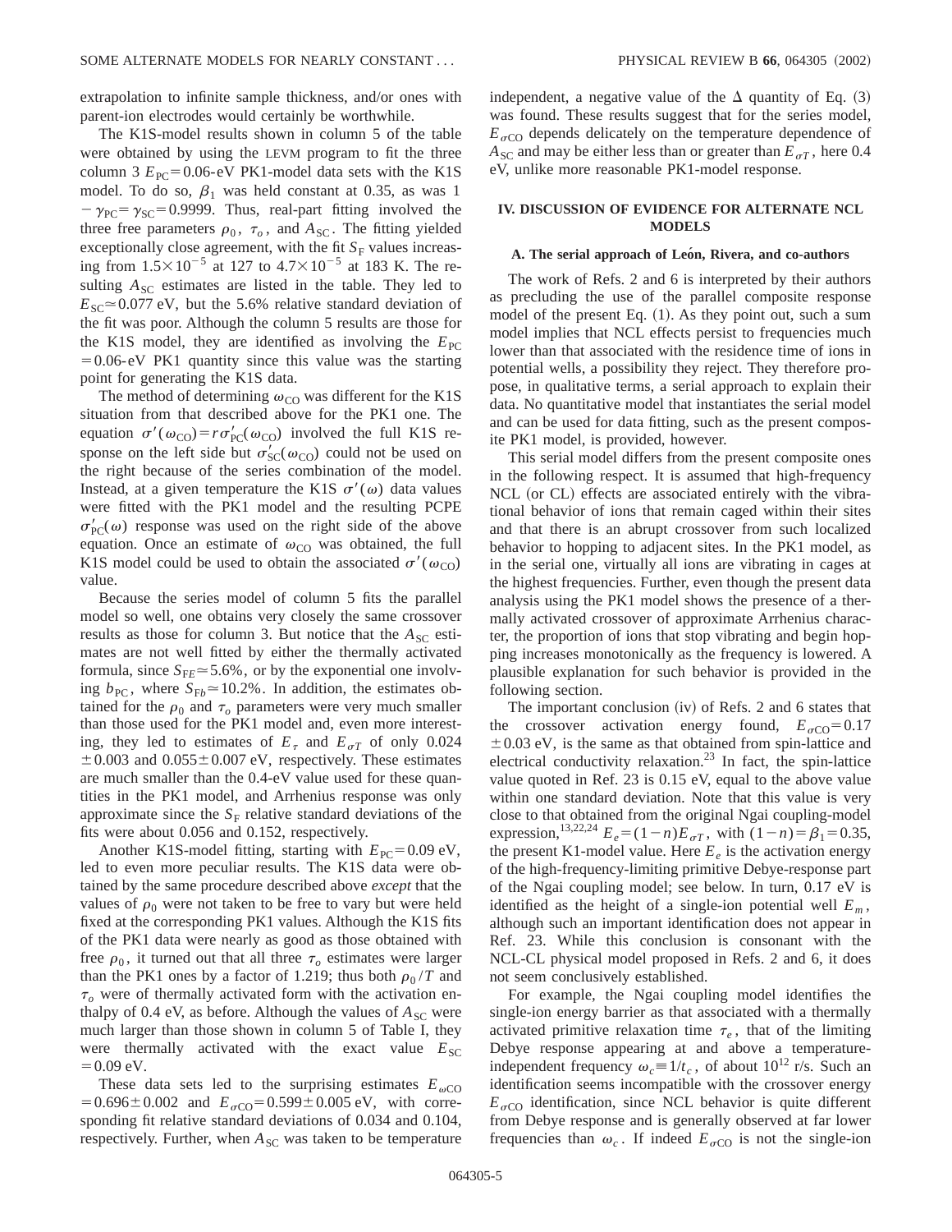extrapolation to infinite sample thickness, and/or ones with parent-ion electrodes would certainly be worthwhile.

The K1S-model results shown in column 5 of the table were obtained by using the LEVM program to fit the three column 3 $E_{PC}=0.06$-eV PK1-model data sets with the K1S model. To do so, $\beta_1$ was held constant at 0.35, as was $1-\gamma_{PC}=\gamma_{SC}=0.9999$. Thus, real-part fitting involved the three free parameters $\rho_0$, $\tau_o$, and $A_{SC}$. The fitting yielded exceptionally close agreement, with the fit $S_F$ values increasing from $1.5\times10^{-5}$ at 127 to $4.7\times10^{-5}$ at 183 K. The resulting $A_{SC}$ estimates are listed in the table. They led to $E_{SC}\simeq0.077$ eV, but the 5.6% relative standard deviation of the fit was poor. Although the column 5 results are those for the K1S model, they are identified as involving the $E_{PC}=0.06$-eV PK1 quantity since this value was the starting point for generating the K1S data.

The method of determining $\omega_{CO}$ was different for the K1S situation from that described above for the PK1 one. The equation $\sigma'(\omega_{CO})=r\sigma'_{PC}(\omega_{CO})$ involved the full K1S response on the left side but $\sigma'_{SC}(\omega_{CO})$ could not be used on the right because of the series combination of the model. Instead, at a given temperature the K1S $\sigma'(\omega)$ data values were fitted with the PK1 model and the resulting PCPE $\sigma'_{PC}(\omega)$ response was used on the right side of the above equation. Once an estimate of $\omega_{CO}$ was obtained, the full K1S model could be used to obtain the associated $\sigma'(\omega_{CO})$ value.

Because the series model of column 5 fits the parallel model so well, one obtains very closely the same crossover results as those for column 3. But notice that the $A_{SC}$ estimates are not well fitted by either the thermally activated formula, since $S_{FE}\simeq5.6\%$, or by the exponential one involving $b_{PC}$, where $S_{Fb}\simeq10.2\%$. In addition, the estimates obtained for the $\rho_0$ and $\tau_o$ parameters were very much smaller than those used for the PK1 model and, even more interesting, they led to estimates of $E_\tau$ and $E_{\sigma T}$ of only $0.024\pm0.003$ and $0.055\pm0.007$ eV, respectively. These estimates are much smaller than the 0.4-eV value used for these quantities in the PK1 model, and Arrhenius response was only approximate since the $S_F$ relative standard deviations of the fits were about 0.056 and 0.152, respectively.

Another K1S-model fitting, starting with $E_{PC}=0.09$ eV, led to even more peculiar results. The K1S data were obtained by the same procedure described above *except* that the values of $\rho_0$ were not taken to be free to vary but were held fixed at the corresponding PK1 values. Although the K1S fits of the PK1 data were nearly as good as those obtained with free $\rho_0$, it turned out that all three $\tau_o$ estimates were larger than the PK1 ones by a factor of 1.219; thus both $\rho_0/T$ and $\tau_o$ were of thermally activated form with the activation enthalpy of 0.4 eV, as before. Although the values of $A_{SC}$ were much larger than those shown in column 5 of Table I, they were thermally activated with the exact value $E_{SC}=0.09$ eV.

These data sets led to the surprising estimates $E_{\omega CO}=0.696\pm0.002$ and $E_{\sigma CO}=0.599\pm0.005$ eV, with corresponding fit relative standard deviations of 0.034 and 0.104, respectively. Further, when $A_{SC}$ was taken to be temperature independent, a negative value of the $\Delta$ quantity of Eq. (3) was found. These results suggest that for the series model, $E_{\sigma CO}$ depends delicately on the temperature dependence of $A_{SC}$ and may be either less than or greater than $E_{\sigma T}$, here 0.4 eV, unlike more reasonable PK1-model response.

## IV. DISCUSSION OF EVIDENCE FOR ALTERNATE NCL MODELS

### A. The serial approach of León, Rivera, and co-authors

The work of Refs. 2 and 6 is interpreted by their authors as precluding the use of the parallel composite response model of the present Eq. (1). As they point out, such a sum model implies that NCL effects persist to frequencies much lower than that associated with the residence time of ions in potential wells, a possibility they reject. They therefore propose, in qualitative terms, a serial approach to explain their data. No quantitative model that instantiates the serial model and can be used for data fitting, such as the present composite PK1 model, is provided, however.

This serial model differs from the present composite ones in the following respect. It is assumed that high-frequency NCL (or CL) effects are associated entirely with the vibrational behavior of ions that remain caged within their sites and that there is an abrupt crossover from such localized behavior to hopping to adjacent sites. In the PK1 model, as in the serial one, virtually all ions are vibrating in cages at the highest frequencies. Further, even though the present data analysis using the PK1 model shows the presence of a thermally activated crossover of approximate Arrhenius character, the proportion of ions that stop vibrating and begin hopping increases monotonically as the frequency is lowered. A plausible explanation for such behavior is provided in the following section.

The important conclusion (iv) of Refs. 2 and 6 states that the crossover activation energy found, $E_{\sigma CO}=0.17\pm0.03$ eV, is the same as that obtained from spin-lattice and electrical conductivity relaxation.[23] In fact, the spin-lattice value quoted in Ref. 23 is 0.15 eV, equal to the above value within one standard deviation. Note that this value is very close to that obtained from the original Ngai coupling-model expression,[13,22,24] $E_e=(1-n)E_{\sigma T}$, with $(1-n)\equiv\beta_1=0.35$, the present K1-model value. Here $E_e$ is the activation energy of the high-frequency-limiting primitive Debye-response part of the Ngai coupling model; see below. In turn, 0.17 eV is identified as the height of a single-ion potential well $E_m$, although such an important identification does not appear in Ref. 23. While this conclusion is consonant with the NCL-CL physical model proposed in Refs. 2 and 6, it does not seem conclusively established.

For example, the Ngai coupling model identifies the single-ion energy barrier as that associated with a thermally activated primitive relaxation time $\tau_e$, that of the limiting Debye response appearing at and above a temperature-independent frequency $\omega_c\equiv1/t_c$, of about $10^{12}$ r/s. Such an identification seems incompatible with the crossover energy $E_{\sigma CO}$ identification, since NCL behavior is quite different from Debye response and is generally observed at far lower frequencies than $\omega_c$. If indeed $E_{\sigma CO}$ is not the single-ion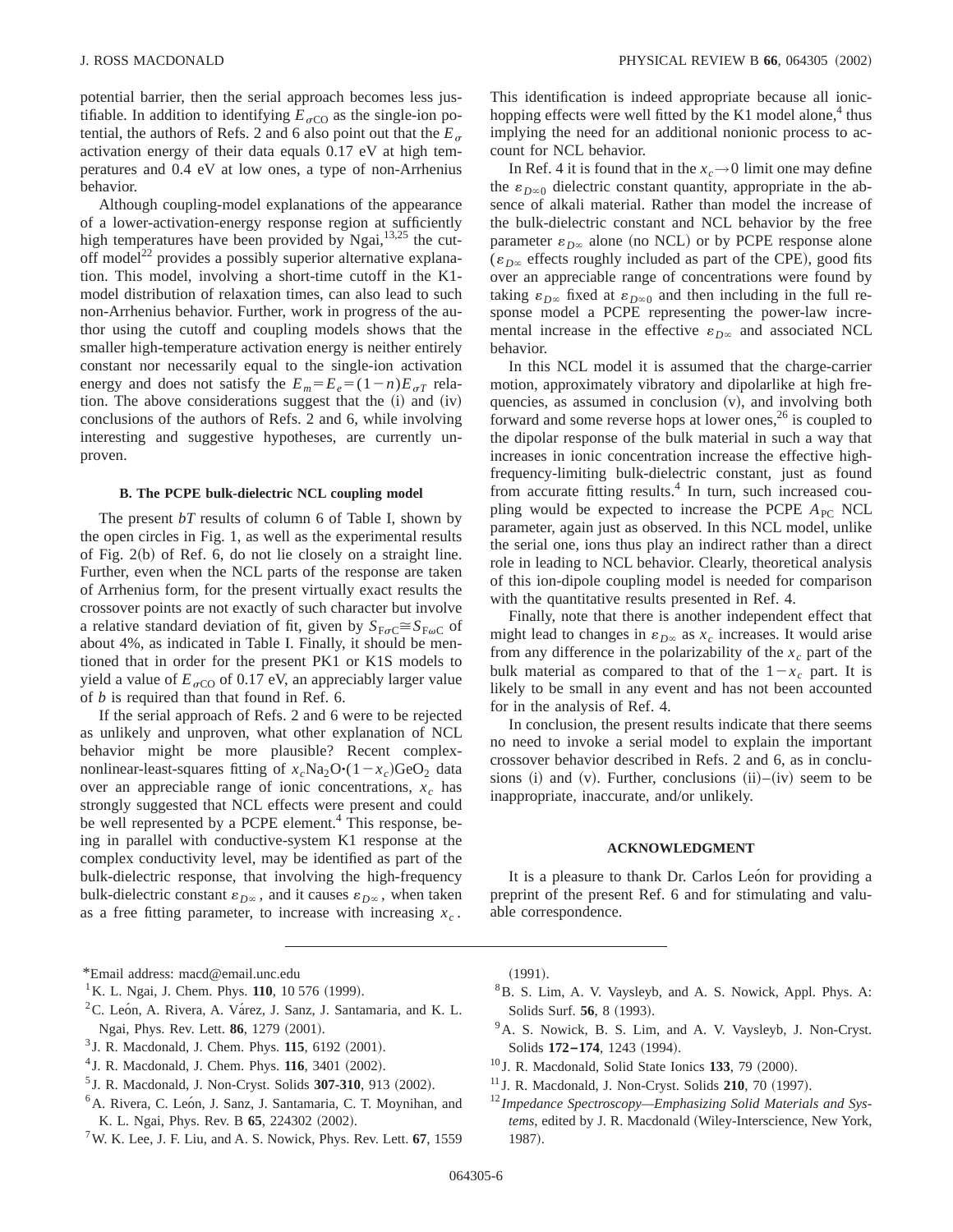potential barrier, then the serial approach becomes less justifiable. In addition to identifying $E_{\sigma CO}$ as the single-ion potential, the authors of Refs. 2 and 6 also point out that the $E_{\sigma}$ activation energy of their data equals 0.17 eV at high temperatures and 0.4 eV at low ones, a type of non-Arrhenius behavior.

Although coupling-model explanations of the appearance of a lower-activation-energy response region at sufficiently high temperatures have been provided by Ngai,[13,25] the cutoff model[22] provides a possibly superior alternative explanation. This model, involving a short-time cutoff in the K1-model distribution of relaxation times, can also lead to such non-Arrhenius behavior. Further, work in progress of the author using the cutoff and coupling models shows that the smaller high-temperature activation energy is neither entirely constant nor necessarily equal to the single-ion activation energy and does not satisfy the $E_m = E_e = (1-n)E_{\sigma T}$ relation. The above considerations suggest that the (i) and (iv) conclusions of the authors of Refs. 2 and 6, while involving interesting and suggestive hypotheses, are currently unproven.

### B. The PCPE bulk-dielectric NCL coupling model

The present $bT$ results of column 6 of Table I, shown by the open circles in Fig. 1, as well as the experimental results of Fig. 2(b) of Ref. 6, do not lie closely on a straight line. Further, even when the NCL parts of the response are taken of Arrhenius form, for the present virtually exact results the crossover points are not exactly of such character but involve a relative standard deviation of fit, given by $S_{F\sigma C} \cong S_{F\omega C}$ of about 4%, as indicated in Table I. Finally, it should be mentioned that in order for the present PK1 or K1S models to yield a value of $E_{\sigma CO}$ of 0.17 eV, an appreciably larger value of $b$ is required than that found in Ref. 6.

If the serial approach of Refs. 2 and 6 were to be rejected as unlikely and unproven, what other explanation of NCL behavior might be more plausible? Recent complex-nonlinear-least-squares fitting of $x_c Na_2O \cdot (1-x_c) GeO_2$ data over an appreciable range of ionic concentrations, $x_c$ has strongly suggested that NCL effects were present and could be well represented by a PCPE element.[4] This response, being in parallel with conductive-system K1 response at the complex conductivity level, may be identified as part of the bulk-dielectric response, that involving the high-frequency bulk-dielectric constant $\varepsilon_{D\infty}$, and it causes $\varepsilon_{D\infty}$, when taken as a free fitting parameter, to increase with increasing $x_c$. This identification is indeed appropriate because all ionic-hopping effects were well fitted by the K1 model alone,[4] thus implying the need for an additional nonionic process to account for NCL behavior.

In Ref. 4 it is found that in the $x_c \to 0$ limit one may define the $\varepsilon_{D\infty 0}$ dielectric constant quantity, appropriate in the absence of alkali material. Rather than model the increase of the bulk-dielectric constant and NCL behavior by the free parameter $\varepsilon_{D\infty}$ alone (no NCL) or by PCPE response alone ($\varepsilon_{D\infty}$ effects roughly included as part of the CPE), good fits over an appreciable range of concentrations were found by taking $\varepsilon_{D\infty}$ fixed at $\varepsilon_{D\infty 0}$ and then including in the full response model a PCPE representing the power-law incremental increase in the effective $\varepsilon_{D\infty}$ and associated NCL behavior.

In this NCL model it is assumed that the charge-carrier motion, approximately vibratory and dipolarlike at high frequencies, as assumed in conclusion (v), and involving both forward and some reverse hops at lower ones,[26] is coupled to the dipolar response of the bulk material in such a way that increases in ionic concentration increase the effective high-frequency-limiting bulk-dielectric constant, just as found from accurate fitting results.[4] In turn, such increased coupling would be expected to increase the PCPE $A_{PC}$ NCL parameter, again just as observed. In this NCL model, unlike the serial one, ions thus play an indirect rather than a direct role in leading to NCL behavior. Clearly, theoretical analysis of this ion-dipole coupling model is needed for comparison with the quantitative results presented in Ref. 4.

Finally, note that there is another independent effect that might lead to changes in $\varepsilon_{D\infty}$ as $x_c$ increases. It would arise from any difference in the polarizability of the $x_c$ part of the bulk material as compared to that of the $1-x_c$ part. It is likely to be small in any event and has not been accounted for in the analysis of Ref. 4.

In conclusion, the present results indicate that there seems no need to invoke a serial model to explain the important crossover behavior described in Refs. 2 and 6, as in conclusions (i) and (v). Further, conclusions (ii)–(iv) seem to be inappropriate, inaccurate, and/or unlikely.

### ACKNOWLEDGMENT

It is a pleasure to thank Dr. Carlos León for providing a preprint of the present Ref. 6 and for stimulating and valuable correspondence.

---

*Email address: macd@email.unc.edu

[1] K. L. Ngai, J. Chem. Phys. **110**, 10 576 (1999).

[2] C. León, A. Rivera, A. Várez, J. Sanz, J. Santamaria, and K. L. Ngai, Phys. Rev. Lett. **86**, 1279 (2001).

[3] J. R. Macdonald, J. Chem. Phys. **115**, 6192 (2001).

[4] J. R. Macdonald, J. Chem. Phys. **116**, 3401 (2002).

[5] J. R. Macdonald, J. Non-Cryst. Solids **307-310**, 913 (2002).

[6] A. Rivera, C. León, J. Sanz, J. Santamaria, C. T. Moynihan, and K. L. Ngai, Phys. Rev. B **65**, 224302 (2002).

[7] W. K. Lee, J. F. Liu, and A. S. Nowick, Phys. Rev. Lett. **67**, 1559 (1991).

[8] B. S. Lim, A. V. Vaysleyb, and A. S. Nowick, Appl. Phys. A: Solids Surf. **56**, 8 (1993).

[9] A. S. Nowick, B. S. Lim, and A. V. Vaysleyb, J. Non-Cryst. Solids **172–174**, 1243 (1994).

[10] J. R. Macdonald, Solid State Ionics **133**, 79 (2000).

[11] J. R. Macdonald, J. Non-Cryst. Solids **210**, 70 (1997).

[12] *Impedance Spectroscopy—Emphasizing Solid Materials and Systems*, edited by J. R. Macdonald (Wiley-Interscience, New York, 1987).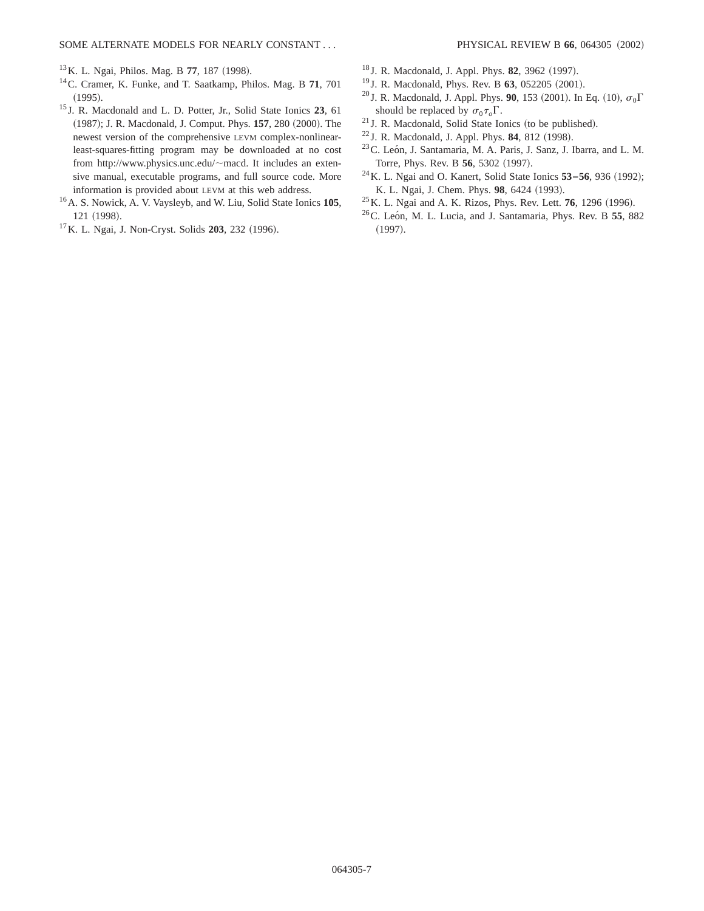[13] K. L. Ngai, Philos. Mag. B **77**, 187 (1998).

[14] C. Cramer, K. Funke, and T. Saatkamp, Philos. Mag. B **71**, 701 (1995).

[15] J. R. Macdonald and L. D. Potter, Jr., Solid State Ionics **23**, 61 (1987); J. R. Macdonald, J. Comput. Phys. **157**, 280 (2000). The newest version of the comprehensive LEVM complex-nonlinear-least-squares-fitting program may be downloaded at no cost from http://www.physics.unc.edu/~macd. It includes an extensive manual, executable programs, and full source code. More information is provided about LEVM at this web address.

[16] A. S. Nowick, A. V. Vaysleyb, and W. Liu, Solid State Ionics **105**, 121 (1998).

[17] K. L. Ngai, J. Non-Cryst. Solids **203**, 232 (1996).

[18] J. R. Macdonald, J. Appl. Phys. **82**, 3962 (1997).

[19] J. R. Macdonald, Phys. Rev. B **63**, 052205 (2001).

[20] J. R. Macdonald, J. Appl. Phys. **90**, 153 (2001). In Eq. (10), $\sigma_0\Gamma$ should be replaced by $\sigma_0\tau_o\Gamma$.

[21] J. R. Macdonald, Solid State Ionics (to be published).

[22] J. R. Macdonald, J. Appl. Phys. **84**, 812 (1998).

[23] C. León, J. Santamaria, M. A. Paris, J. Sanz, J. Ibarra, and L. M. Torre, Phys. Rev. B **56**, 5302 (1997).

[24] K. L. Ngai and O. Kanert, Solid State Ionics **53–56**, 936 (1992); K. L. Ngai, J. Chem. Phys. **98**, 6424 (1993).

[25] K. L. Ngai and A. K. Rizos, Phys. Rev. Lett. **76**, 1296 (1996).

[26] C. León, M. L. Lucia, and J. Santamaria, Phys. Rev. B **55**, 882 (1997).